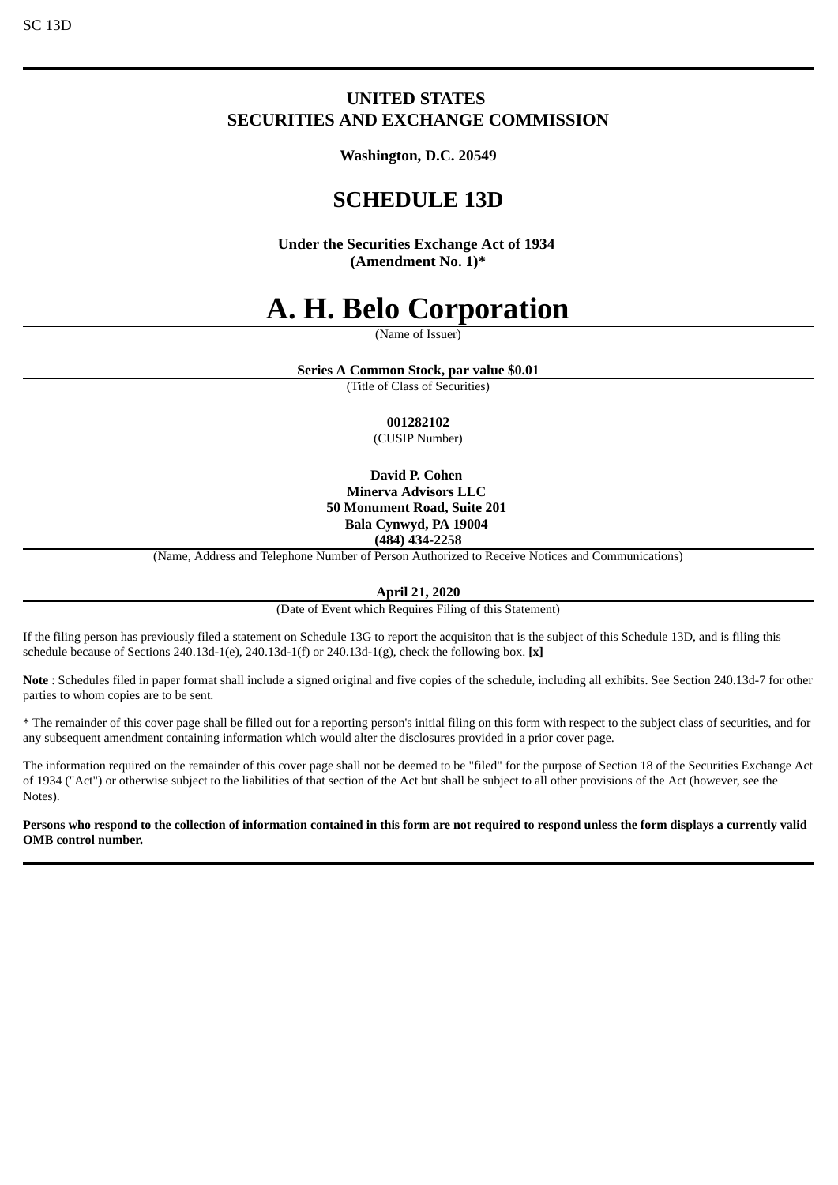SC 13D

# UNITED STATES
# SECURITIES AND EXCHANGE COMMISSION

**Washington, D.C. 20549**

# SCHEDULE 13D

**Under the Securities Exchange Act of 1934**
**(Amendment No. 1)***

# A. H. Belo Corporation

(Name of Issuer)

**Series A Common Stock, par value $0.01**

(Title of Class of Securities)

**001282102**

(CUSIP Number)

**David P. Cohen**
**Minerva Advisors LLC**
**50 Monument Road, Suite 201**
**Bala Cynwyd, PA 19004**
**(484) 434-2258**

(Name, Address and Telephone Number of Person Authorized to Receive Notices and Communications)

**April 21, 2020**

(Date of Event which Requires Filing of this Statement)

If the filing person has previously filed a statement on Schedule 13G to report the acquisiton that is the subject of this Schedule 13D, and is filing this schedule because of Sections 240.13d-1(e), 240.13d-1(f) or 240.13d-1(g), check the following box. **[x]**

**Note** : Schedules filed in paper format shall include a signed original and five copies of the schedule, including all exhibits. See Section 240.13d-7 for other parties to whom copies are to be sent.

* The remainder of this cover page shall be filled out for a reporting person's initial filing on this form with respect to the subject class of securities, and for any subsequent amendment containing information which would alter the disclosures provided in a prior cover page.

The information required on the remainder of this cover page shall not be deemed to be "filed" for the purpose of Section 18 of the Securities Exchange Act of 1934 ("Act") or otherwise subject to the liabilities of that section of the Act but shall be subject to all other provisions of the Act (however, see the Notes).

**Persons who respond to the collection of information contained in this form are not required to respond unless the form displays a currently valid OMB control number.**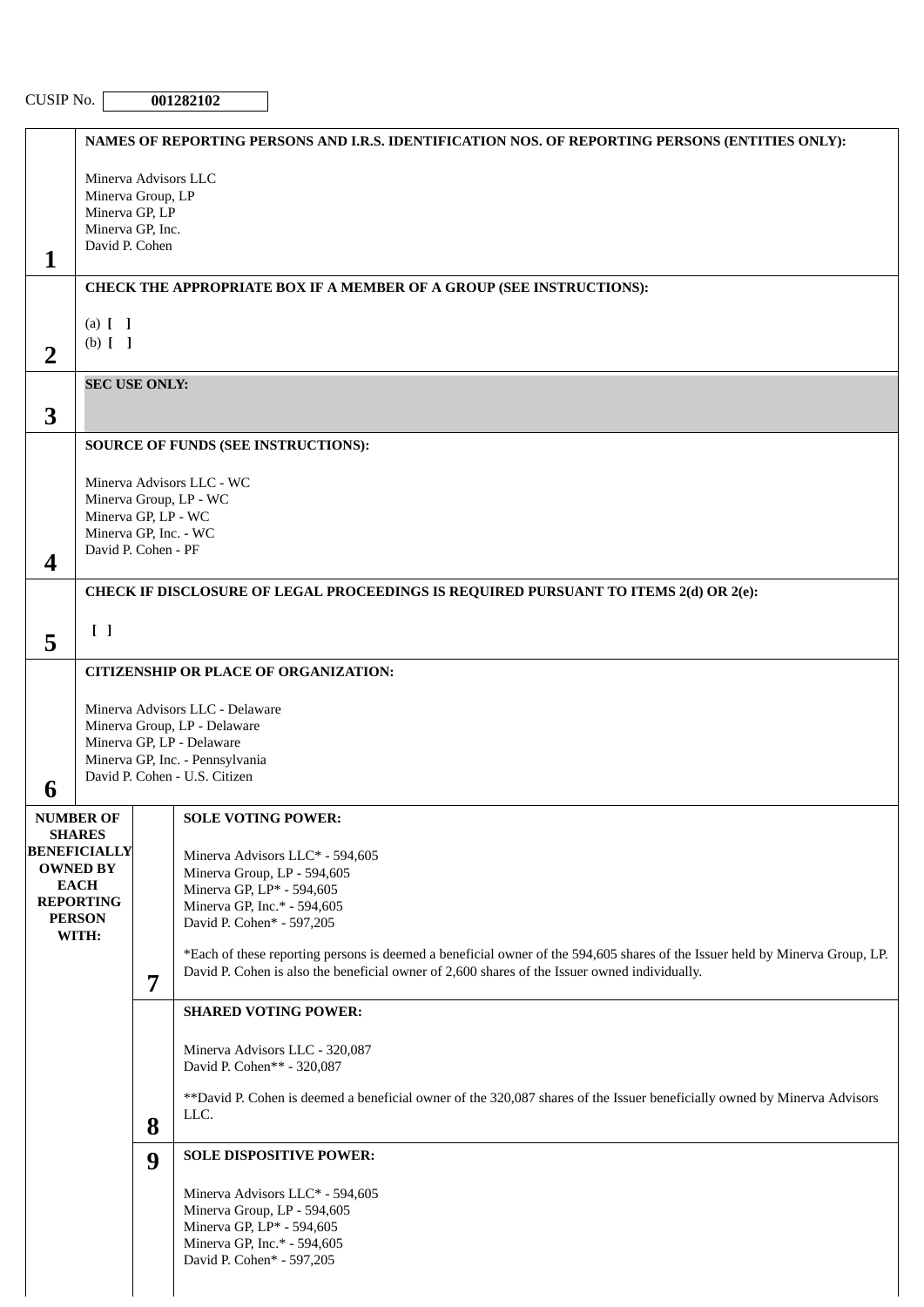CUSIP No. **001282102**

| | |
|---|---|
| **1** | **NAMES OF REPORTING PERSONS AND I.R.S. IDENTIFICATION NOS. OF REPORTING PERSONS (ENTITIES ONLY):**<br><br>Minerva Advisors LLC<br>Minerva Group, LP<br>Minerva GP, LP<br>Minerva GP, Inc.<br>David P. Cohen |
| **2** | **CHECK THE APPROPRIATE BOX IF A MEMBER OF A GROUP (SEE INSTRUCTIONS):**<br><br>(a) [ ]<br>(b) [ ] |
| **3** | **SEC USE ONLY:** |
| **4** | **SOURCE OF FUNDS (SEE INSTRUCTIONS):**<br><br>Minerva Advisors LLC - WC<br>Minerva Group, LP - WC<br>Minerva GP, LP - WC<br>Minerva GP, Inc. - WC<br>David P. Cohen - PF |
| **5** | **CHECK IF DISCLOSURE OF LEGAL PROCEEDINGS IS REQUIRED PURSUANT TO ITEMS 2(d) OR 2(e):**<br><br>[ ] |
| **6** | **CITIZENSHIP OR PLACE OF ORGANIZATION:**<br><br>Minerva Advisors LLC - Delaware<br>Minerva Group, LP - Delaware<br>Minerva GP, LP - Delaware<br>Minerva GP, Inc. - Pennsylvania<br>David P. Cohen - U.S. Citizen |

| NUMBER OF SHARES BENEFICIALLY OWNED BY EACH REPORTING PERSON WITH: | | |
|---|---|---|
| | **7** | **SOLE VOTING POWER:**<br><br>Minerva Advisors LLC* - 594,605<br>Minerva Group, LP - 594,605<br>Minerva GP, LP* - 594,605<br>Minerva GP, Inc.* - 594,605<br>David P. Cohen* - 597,205<br><br>*Each of these reporting persons is deemed a beneficial owner of the 594,605 shares of the Issuer held by Minerva Group, LP. David P. Cohen is also the beneficial owner of 2,600 shares of the Issuer owned individually. |
| | **8** | **SHARED VOTING POWER:**<br><br>Minerva Advisors LLC - 320,087<br>David P. Cohen** - 320,087<br><br>**David P. Cohen is deemed a beneficial owner of the 320,087 shares of the Issuer beneficially owned by Minerva Advisors LLC. |
| | **9** | **SOLE DISPOSITIVE POWER:**<br><br>Minerva Advisors LLC* - 594,605<br>Minerva Group, LP - 594,605<br>Minerva GP, LP* - 594,605<br>Minerva GP, Inc.* - 594,605<br>David P. Cohen* - 597,205 |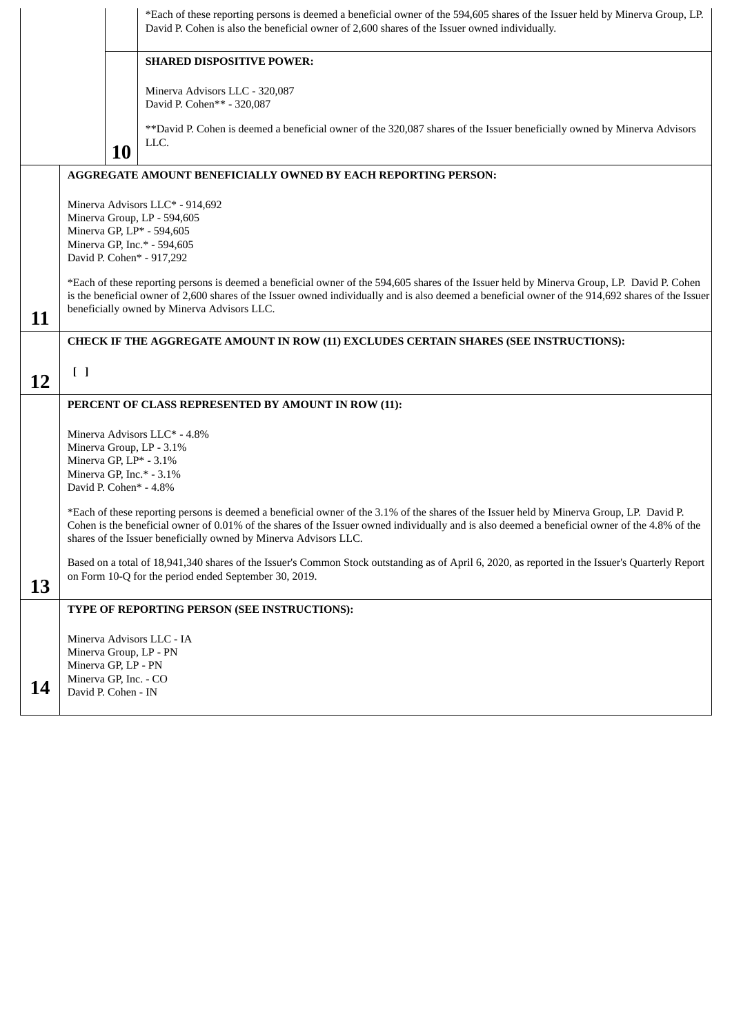| | | |
|---|---|---|
| | | *Each of these reporting persons is deemed a beneficial owner of the 594,605 shares of the Issuer held by Minerva Group, LP. David P. Cohen is also the beneficial owner of 2,600 shares of the Issuer owned individually. |
| | **10** | **SHARED DISPOSITIVE POWER:**<br><br>Minerva Advisors LLC - 320,087<br>David P. Cohen** - 320,087<br><br>**David P. Cohen is deemed a beneficial owner of the 320,087 shares of the Issuer beneficially owned by Minerva Advisors LLC. |
| **11** | | **AGGREGATE AMOUNT BENEFICIALLY OWNED BY EACH REPORTING PERSON:**<br><br>Minerva Advisors LLC* - 914,692<br>Minerva Group, LP - 594,605<br>Minerva GP, LP* - 594,605<br>Minerva GP, Inc.* - 594,605<br>David P. Cohen* - 917,292<br><br>*Each of these reporting persons is deemed a beneficial owner of the 594,605 shares of the Issuer held by Minerva Group, LP. David P. Cohen is the beneficial owner of 2,600 shares of the Issuer owned individually and is also deemed a beneficial owner of the 914,692 shares of the Issuer beneficially owned by Minerva Advisors LLC. |
| **12** | | **CHECK IF THE AGGREGATE AMOUNT IN ROW (11) EXCLUDES CERTAIN SHARES (SEE INSTRUCTIONS):**<br><br>[ ] |
| **13** | | **PERCENT OF CLASS REPRESENTED BY AMOUNT IN ROW (11):**<br><br>Minerva Advisors LLC* - 4.8%<br>Minerva Group, LP - 3.1%<br>Minerva GP, LP* - 3.1%<br>Minerva GP, Inc.* - 3.1%<br>David P. Cohen* - 4.8%<br><br>*Each of these reporting persons is deemed a beneficial owner of the 3.1% of the shares of the Issuer held by Minerva Group, LP. David P. Cohen is the beneficial owner of 0.01% of the shares of the Issuer owned individually and is also deemed a beneficial owner of the 4.8% of the shares of the Issuer beneficially owned by Minerva Advisors LLC.<br><br>Based on a total of 18,941,340 shares of the Issuer's Common Stock outstanding as of April 6, 2020, as reported in the Issuer's Quarterly Report on Form 10-Q for the period ended September 30, 2019. |
| **14** | | **TYPE OF REPORTING PERSON (SEE INSTRUCTIONS):**<br><br>Minerva Advisors LLC - IA<br>Minerva Group, LP - PN<br>Minerva GP, LP - PN<br>Minerva GP, Inc. - CO<br>David P. Cohen - IN |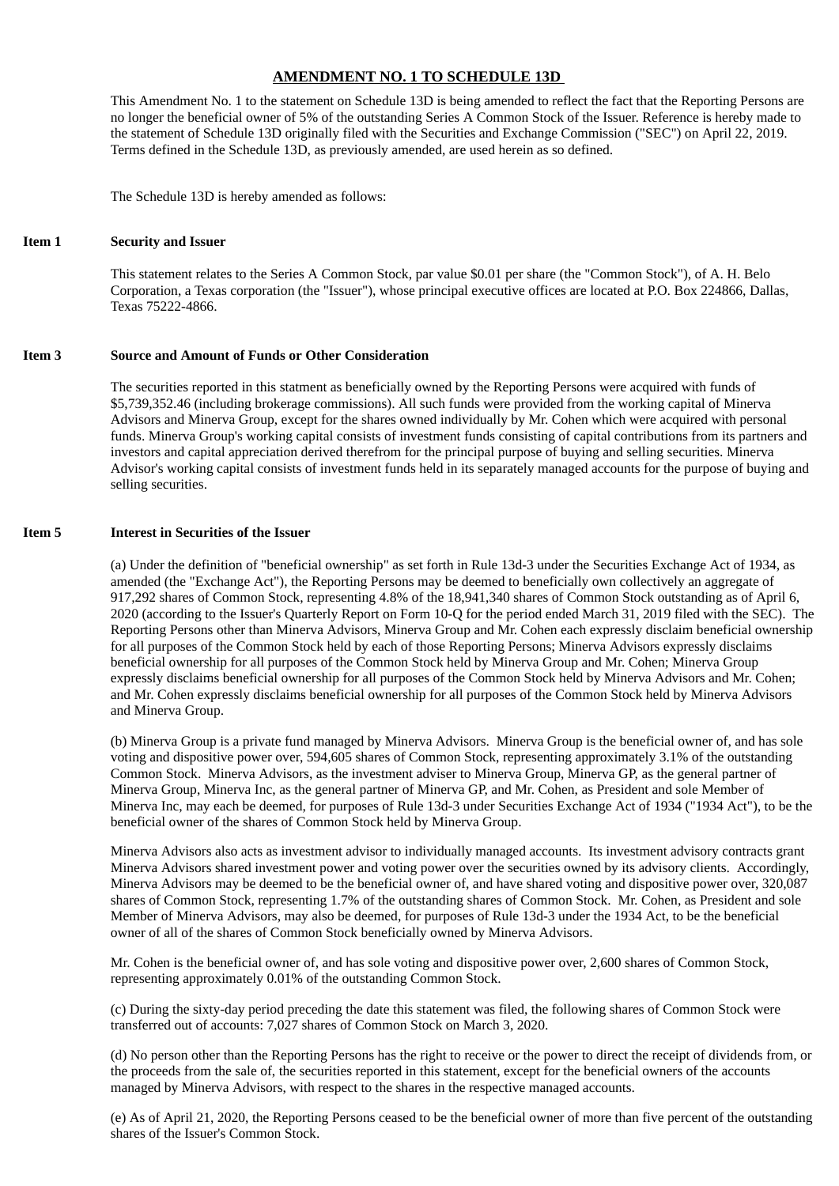## AMENDMENT NO. 1 TO SCHEDULE 13D

This Amendment No. 1 to the statement on Schedule 13D is being amended to reflect the fact that the Reporting Persons are no longer the beneficial owner of 5% of the outstanding Series A Common Stock of the Issuer. Reference is hereby made to the statement of Schedule 13D originally filed with the Securities and Exchange Commission ("SEC") on April 22, 2019. Terms defined in the Schedule 13D, as previously amended, are used herein as so defined.

The Schedule 13D is hereby amended as follows:

**Item 1 Security and Issuer**

This statement relates to the Series A Common Stock, par value $0.01 per share (the "Common Stock"), of A. H. Belo Corporation, a Texas corporation (the "Issuer"), whose principal executive offices are located at P.O. Box 224866, Dallas, Texas 75222-4866.

**Item 3 Source and Amount of Funds or Other Consideration**

The securities reported in this statment as beneficially owned by the Reporting Persons were acquired with funds of $5,739,352.46 (including brokerage commissions). All such funds were provided from the working capital of Minerva Advisors and Minerva Group, except for the shares owned individually by Mr. Cohen which were acquired with personal funds. Minerva Group's working capital consists of investment funds consisting of capital contributions from its partners and investors and capital appreciation derived therefrom for the principal purpose of buying and selling securities. Minerva Advisor's working capital consists of investment funds held in its separately managed accounts for the purpose of buying and selling securities.

**Item 5 Interest in Securities of the Issuer**

(a) Under the definition of "beneficial ownership" as set forth in Rule 13d-3 under the Securities Exchange Act of 1934, as amended (the "Exchange Act"), the Reporting Persons may be deemed to beneficially own collectively an aggregate of 917,292 shares of Common Stock, representing 4.8% of the 18,941,340 shares of Common Stock outstanding as of April 6, 2020 (according to the Issuer's Quarterly Report on Form 10-Q for the period ended March 31, 2019 filed with the SEC). The Reporting Persons other than Minerva Advisors, Minerva Group and Mr. Cohen each expressly disclaim beneficial ownership for all purposes of the Common Stock held by each of those Reporting Persons; Minerva Advisors expressly disclaims beneficial ownership for all purposes of the Common Stock held by Minerva Group and Mr. Cohen; Minerva Group expressly disclaims beneficial ownership for all purposes of the Common Stock held by Minerva Advisors and Mr. Cohen; and Mr. Cohen expressly disclaims beneficial ownership for all purposes of the Common Stock held by Minerva Advisors and Minerva Group.

(b) Minerva Group is a private fund managed by Minerva Advisors. Minerva Group is the beneficial owner of, and has sole voting and dispositive power over, 594,605 shares of Common Stock, representing approximately 3.1% of the outstanding Common Stock. Minerva Advisors, as the investment adviser to Minerva Group, Minerva GP, as the general partner of Minerva Group, Minerva Inc, as the general partner of Minerva GP, and Mr. Cohen, as President and sole Member of Minerva Inc, may each be deemed, for purposes of Rule 13d-3 under Securities Exchange Act of 1934 ("1934 Act"), to be the beneficial owner of the shares of Common Stock held by Minerva Group.

Minerva Advisors also acts as investment advisor to individually managed accounts. Its investment advisory contracts grant Minerva Advisors shared investment power and voting power over the securities owned by its advisory clients. Accordingly, Minerva Advisors may be deemed to be the beneficial owner of, and have shared voting and dispositive power over, 320,087 shares of Common Stock, representing 1.7% of the outstanding shares of Common Stock. Mr. Cohen, as President and sole Member of Minerva Advisors, may also be deemed, for purposes of Rule 13d-3 under the 1934 Act, to be the beneficial owner of all of the shares of Common Stock beneficially owned by Minerva Advisors.

Mr. Cohen is the beneficial owner of, and has sole voting and dispositive power over, 2,600 shares of Common Stock, representing approximately 0.01% of the outstanding Common Stock.

(c) During the sixty-day period preceding the date this statement was filed, the following shares of Common Stock were transferred out of accounts: 7,027 shares of Common Stock on March 3, 2020.

(d) No person other than the Reporting Persons has the right to receive or the power to direct the receipt of dividends from, or the proceeds from the sale of, the securities reported in this statement, except for the beneficial owners of the accounts managed by Minerva Advisors, with respect to the shares in the respective managed accounts.

(e) As of April 21, 2020, the Reporting Persons ceased to be the beneficial owner of more than five percent of the outstanding shares of the Issuer's Common Stock.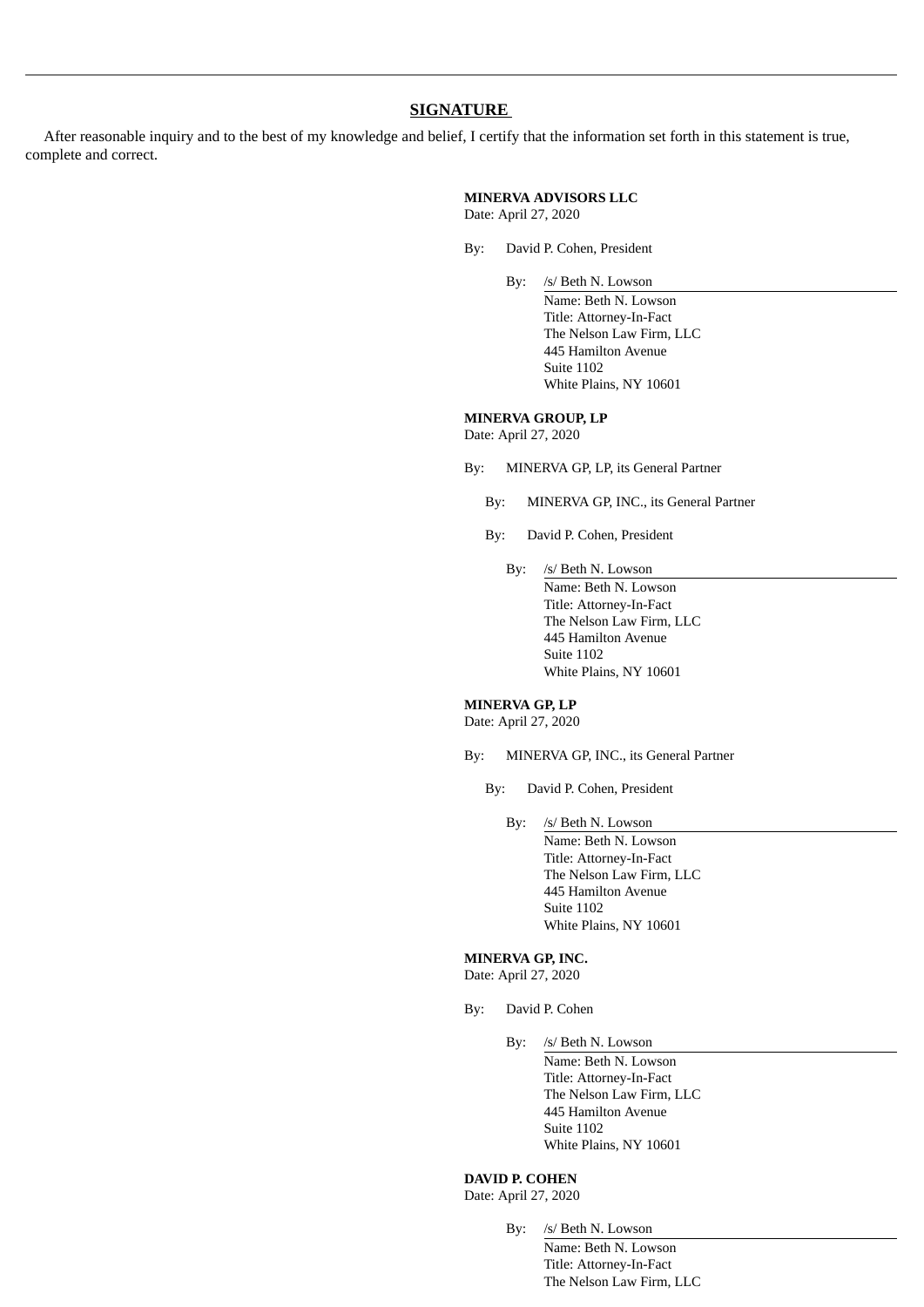## SIGNATURE

After reasonable inquiry and to the best of my knowledge and belief, I certify that the information set forth in this statement is true, complete and correct.

**MINERVA ADVISORS LLC**
Date: April 27, 2020

By: David P. Cohen, President

By: /s/ Beth N. Lowson
Name: Beth N. Lowson
Title: Attorney-In-Fact
The Nelson Law Firm, LLC
445 Hamilton Avenue
Suite 1102
White Plains, NY 10601

**MINERVA GROUP, LP**
Date: April 27, 2020

By: MINERVA GP, LP, its General Partner

By: MINERVA GP, INC., its General Partner

By: David P. Cohen, President

By: /s/ Beth N. Lowson
Name: Beth N. Lowson
Title: Attorney-In-Fact
The Nelson Law Firm, LLC
445 Hamilton Avenue
Suite 1102
White Plains, NY 10601

**MINERVA GP, LP**
Date: April 27, 2020

By: MINERVA GP, INC., its General Partner

By: David P. Cohen, President

By: /s/ Beth N. Lowson
Name: Beth N. Lowson
Title: Attorney-In-Fact
The Nelson Law Firm, LLC
445 Hamilton Avenue
Suite 1102
White Plains, NY 10601

**MINERVA GP, INC.**
Date: April 27, 2020

By: David P. Cohen

By: /s/ Beth N. Lowson
Name: Beth N. Lowson
Title: Attorney-In-Fact
The Nelson Law Firm, LLC
445 Hamilton Avenue
Suite 1102
White Plains, NY 10601

**DAVID P. COHEN**
Date: April 27, 2020

By: /s/ Beth N. Lowson
Name: Beth N. Lowson
Title: Attorney-In-Fact
The Nelson Law Firm, LLC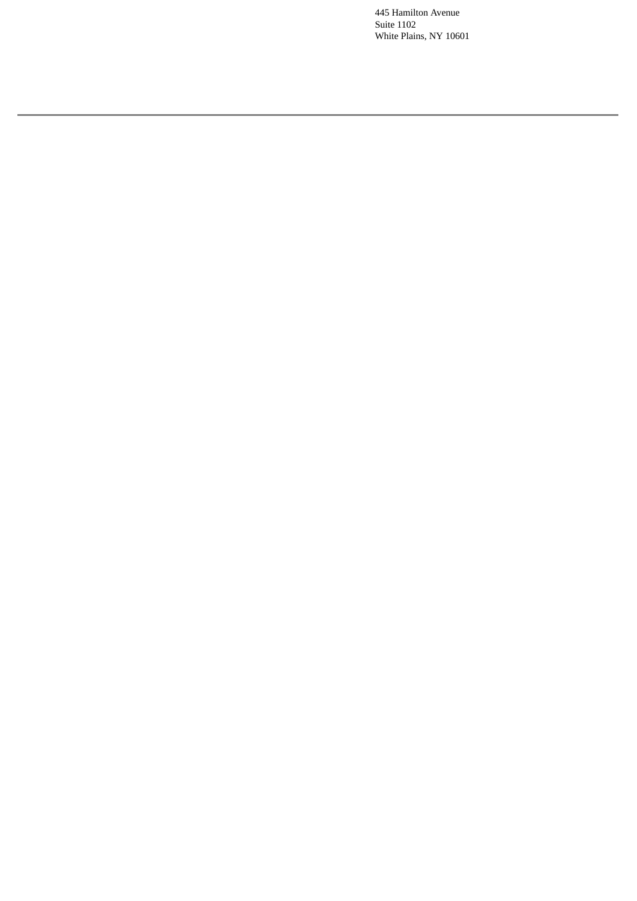445 Hamilton Avenue
Suite 1102
White Plains, NY 10601

---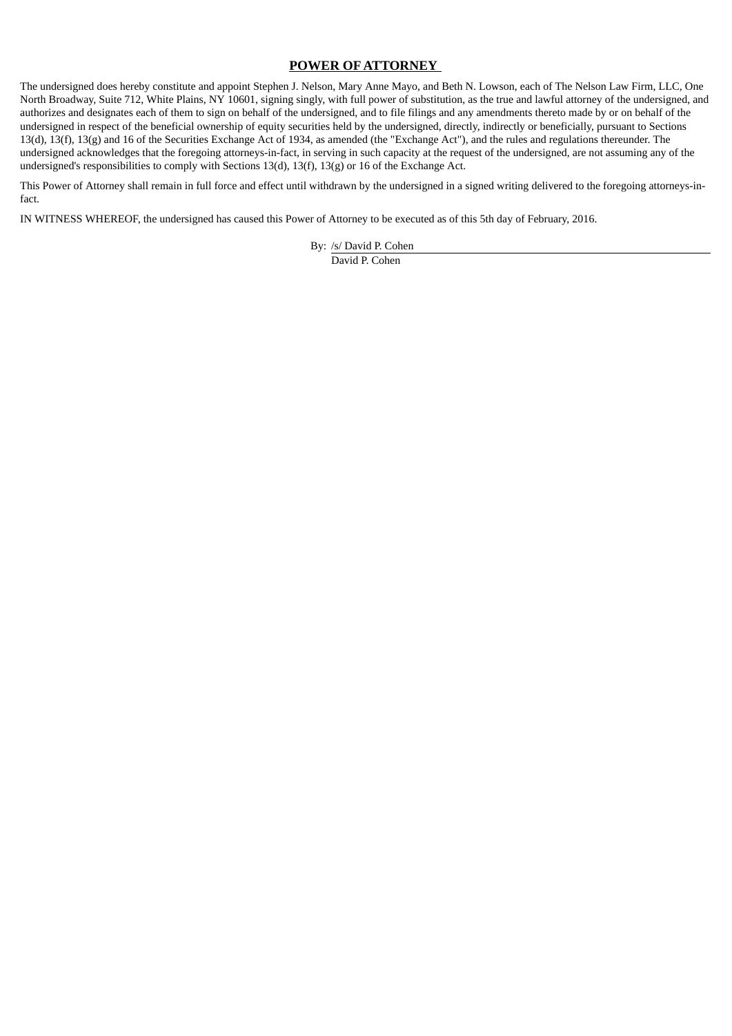## POWER OF ATTORNEY

The undersigned does hereby constitute and appoint Stephen J. Nelson, Mary Anne Mayo, and Beth N. Lowson, each of The Nelson Law Firm, LLC, One North Broadway, Suite 712, White Plains, NY 10601, signing singly, with full power of substitution, as the true and lawful attorney of the undersigned, and authorizes and designates each of them to sign on behalf of the undersigned, and to file filings and any amendments thereto made by or on behalf of the undersigned in respect of the beneficial ownership of equity securities held by the undersigned, directly, indirectly or beneficially, pursuant to Sections 13(d), 13(f), 13(g) and 16 of the Securities Exchange Act of 1934, as amended (the "Exchange Act"), and the rules and regulations thereunder. The undersigned acknowledges that the foregoing attorneys-in-fact, in serving in such capacity at the request of the undersigned, are not assuming any of the undersigned's responsibilities to comply with Sections 13(d), 13(f), 13(g) or 16 of the Exchange Act.

This Power of Attorney shall remain in full force and effect until withdrawn by the undersigned in a signed writing delivered to the foregoing attorneys-in-fact.

IN WITNESS WHEREOF, the undersigned has caused this Power of Attorney to be executed as of this 5th day of February, 2016.

By: /s/ David P. Cohen
David P. Cohen